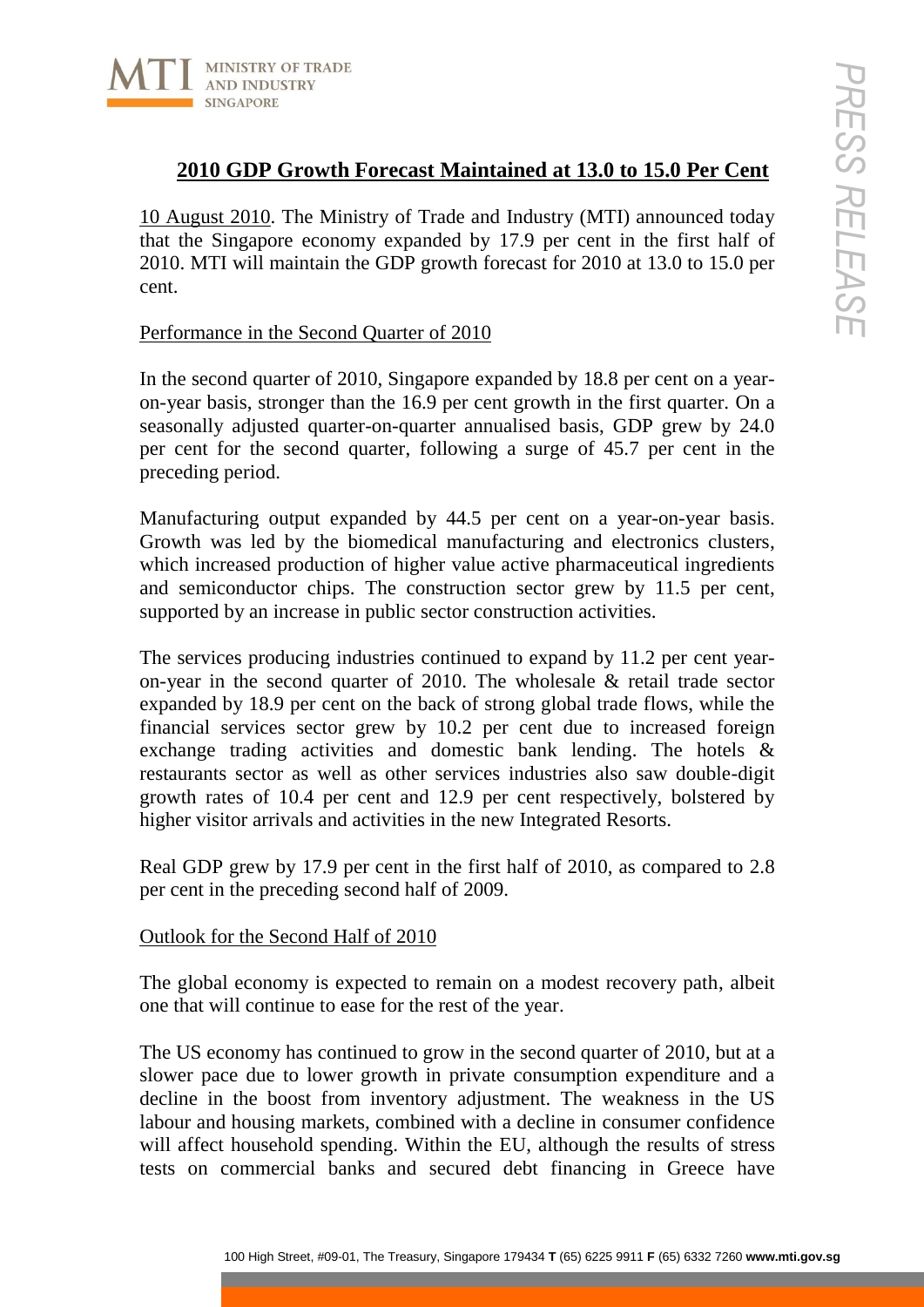## 2010 GDP Growth Forecast Maintained at 13.0 to 15.0 Per Cent

10 August 2010. The Ministry of Trade and Industry (MTI) announced today that the Singapore economy expanded by 17.9 per cent in the first half of 2010. MTI will maintain the GDP growth forecast for 2010 at 13.0 to 15.0 per cent.

### Performance in the Second Quarter of 2010

In the second quarter of 2010, Singapore expanded by 18.8 per cent on a year-on-year basis, stronger than the 16.9 per cent growth in the first quarter. On a seasonally adjusted quarter-on-quarter annualised basis, GDP grew by 24.0 per cent for the second quarter, following a surge of 45.7 per cent in the preceding period.

Manufacturing output expanded by 44.5 per cent on a year-on-year basis. Growth was led by the biomedical manufacturing and electronics clusters, which increased production of higher value active pharmaceutical ingredients and semiconductor chips. The construction sector grew by 11.5 per cent, supported by an increase in public sector construction activities.

The services producing industries continued to expand by 11.2 per cent year-on-year in the second quarter of 2010. The wholesale & retail trade sector expanded by 18.9 per cent on the back of strong global trade flows, while the financial services sector grew by 10.2 per cent due to increased foreign exchange trading activities and domestic bank lending. The hotels & restaurants sector as well as other services industries also saw double-digit growth rates of 10.4 per cent and 12.9 per cent respectively, bolstered by higher visitor arrivals and activities in the new Integrated Resorts.

Real GDP grew by 17.9 per cent in the first half of 2010, as compared to 2.8 per cent in the preceding second half of 2009.

### Outlook for the Second Half of 2010

The global economy is expected to remain on a modest recovery path, albeit one that will continue to ease for the rest of the year.

The US economy has continued to grow in the second quarter of 2010, but at a slower pace due to lower growth in private consumption expenditure and a decline in the boost from inventory adjustment. The weakness in the US labour and housing markets, combined with a decline in consumer confidence will affect household spending. Within the EU, although the results of stress tests on commercial banks and secured debt financing in Greece have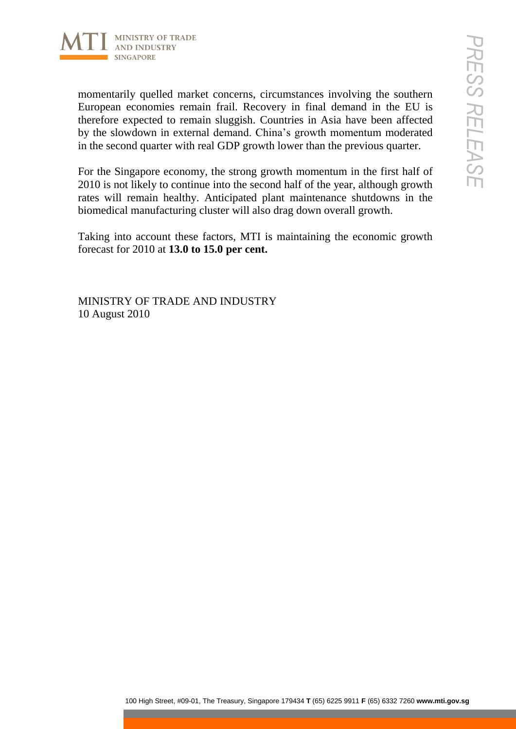momentarily quelled market concerns, circumstances involving the southern European economies remain frail. Recovery in final demand in the EU is therefore expected to remain sluggish. Countries in Asia have been affected by the slowdown in external demand. China's growth momentum moderated in the second quarter with real GDP growth lower than the previous quarter.

For the Singapore economy, the strong growth momentum in the first half of 2010 is not likely to continue into the second half of the year, although growth rates will remain healthy. Anticipated plant maintenance shutdowns in the biomedical manufacturing cluster will also drag down overall growth.

Taking into account these factors, MTI is maintaining the economic growth forecast for 2010 at **13.0 to 15.0 per cent.**

MINISTRY OF TRADE AND INDUSTRY
10 August 2010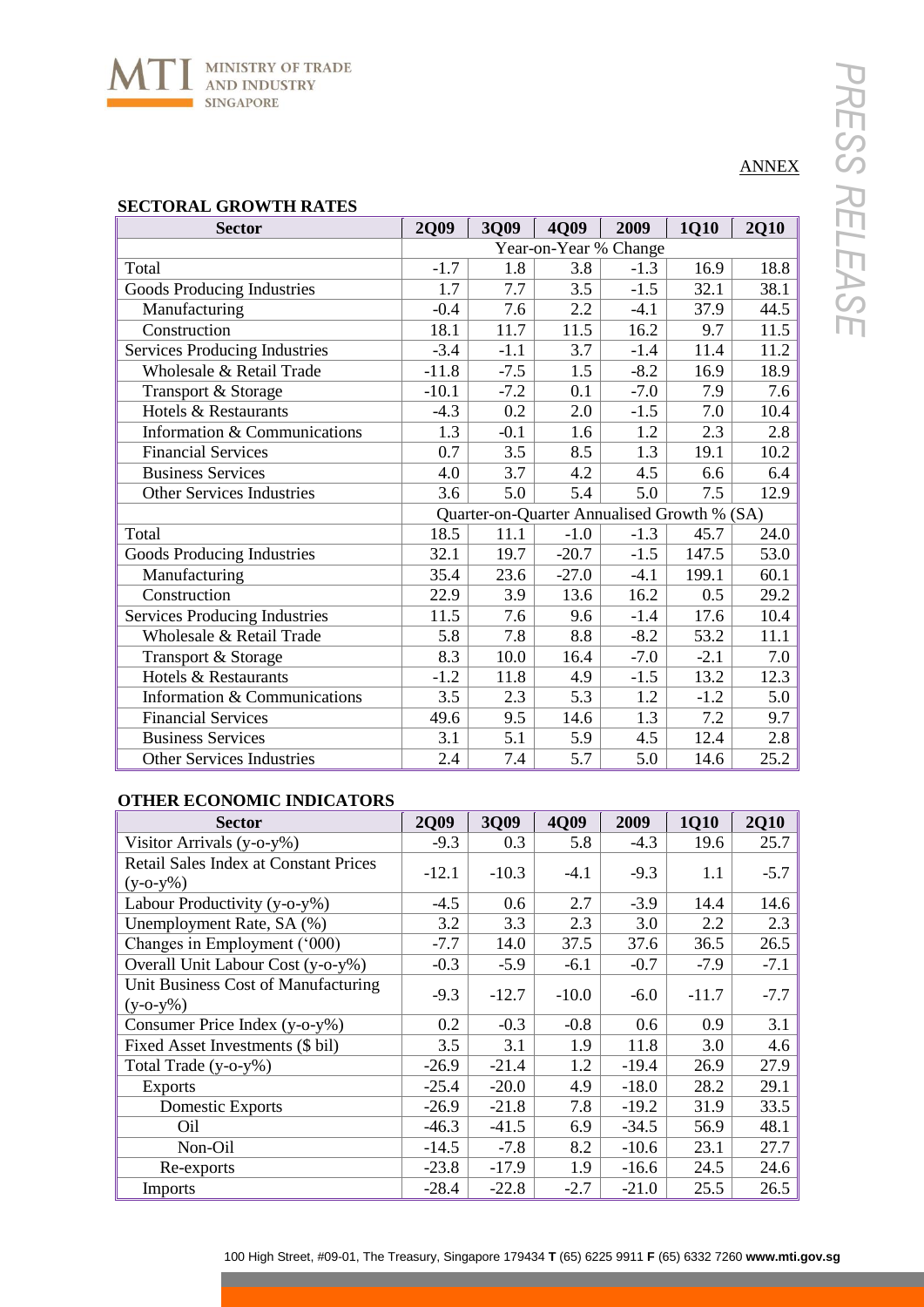ANNEX

## SECTORAL GROWTH RATES

| Sector | 2Q09 | 3Q09 | 4Q09 | 2009 | 1Q10 | 2Q10 |
|---|---|---|---|---|---|---|
| | Year-on-Year % Change | | | | | |
| Total | -1.7 | 1.8 | 3.8 | -1.3 | 16.9 | 18.8 |
| Goods Producing Industries | 1.7 | 7.7 | 3.5 | -1.5 | 32.1 | 38.1 |
| Manufacturing | -0.4 | 7.6 | 2.2 | -4.1 | 37.9 | 44.5 |
| Construction | 18.1 | 11.7 | 11.5 | 16.2 | 9.7 | 11.5 |
| Services Producing Industries | -3.4 | -1.1 | 3.7 | -1.4 | 11.4 | 11.2 |
| Wholesale & Retail Trade | -11.8 | -7.5 | 1.5 | -8.2 | 16.9 | 18.9 |
| Transport & Storage | -10.1 | -7.2 | 0.1 | -7.0 | 7.9 | 7.6 |
| Hotels & Restaurants | -4.3 | 0.2 | 2.0 | -1.5 | 7.0 | 10.4 |
| Information & Communications | 1.3 | -0.1 | 1.6 | 1.2 | 2.3 | 2.8 |
| Financial Services | 0.7 | 3.5 | 8.5 | 1.3 | 19.1 | 10.2 |
| Business Services | 4.0 | 3.7 | 4.2 | 4.5 | 6.6 | 6.4 |
| Other Services Industries | 3.6 | 5.0 | 5.4 | 5.0 | 7.5 | 12.9 |
| | Quarter-on-Quarter Annualised Growth % (SA) | | | | | |
| Total | 18.5 | 11.1 | -1.0 | -1.3 | 45.7 | 24.0 |
| Goods Producing Industries | 32.1 | 19.7 | -20.7 | -1.5 | 147.5 | 53.0 |
| Manufacturing | 35.4 | 23.6 | -27.0 | -4.1 | 199.1 | 60.1 |
| Construction | 22.9 | 3.9 | 13.6 | 16.2 | 0.5 | 29.2 |
| Services Producing Industries | 11.5 | 7.6 | 9.6 | -1.4 | 17.6 | 10.4 |
| Wholesale & Retail Trade | 5.8 | 7.8 | 8.8 | -8.2 | 53.2 | 11.1 |
| Transport & Storage | 8.3 | 10.0 | 16.4 | -7.0 | -2.1 | 7.0 |
| Hotels & Restaurants | -1.2 | 11.8 | 4.9 | -1.5 | 13.2 | 12.3 |
| Information & Communications | 3.5 | 2.3 | 5.3 | 1.2 | -1.2 | 5.0 |
| Financial Services | 49.6 | 9.5 | 14.6 | 1.3 | 7.2 | 9.7 |
| Business Services | 3.1 | 5.1 | 5.9 | 4.5 | 12.4 | 2.8 |
| Other Services Industries | 2.4 | 7.4 | 5.7 | 5.0 | 14.6 | 25.2 |

## OTHER ECONOMIC INDICATORS

| Sector | 2Q09 | 3Q09 | 4Q09 | 2009 | 1Q10 | 2Q10 |
|---|---|---|---|---|---|---|
| Visitor Arrivals (y-o-y%) | -9.3 | 0.3 | 5.8 | -4.3 | 19.6 | 25.7 |
| Retail Sales Index at Constant Prices (y-o-y%) | -12.1 | -10.3 | -4.1 | -9.3 | 1.1 | -5.7 |
| Labour Productivity (y-o-y%) | -4.5 | 0.6 | 2.7 | -3.9 | 14.4 | 14.6 |
| Unemployment Rate, SA (%) | 3.2 | 3.3 | 2.3 | 3.0 | 2.2 | 2.3 |
| Changes in Employment ('000) | -7.7 | 14.0 | 37.5 | 37.6 | 36.5 | 26.5 |
| Overall Unit Labour Cost (y-o-y%) | -0.3 | -5.9 | -6.1 | -0.7 | -7.9 | -7.1 |
| Unit Business Cost of Manufacturing (y-o-y%) | -9.3 | -12.7 | -10.0 | -6.0 | -11.7 | -7.7 |
| Consumer Price Index (y-o-y%) | 0.2 | -0.3 | -0.8 | 0.6 | 0.9 | 3.1 |
| Fixed Asset Investments ($ bil) | 3.5 | 3.1 | 1.9 | 11.8 | 3.0 | 4.6 |
| Total Trade (y-o-y%) | -26.9 | -21.4 | 1.2 | -19.4 | 26.9 | 27.9 |
| Exports | -25.4 | -20.0 | 4.9 | -18.0 | 28.2 | 29.1 |
| Domestic Exports | -26.9 | -21.8 | 7.8 | -19.2 | 31.9 | 33.5 |
| Oil | -46.3 | -41.5 | 6.9 | -34.5 | 56.9 | 48.1 |
| Non-Oil | -14.5 | -7.8 | 8.2 | -10.6 | 23.1 | 27.7 |
| Re-exports | -23.8 | -17.9 | 1.9 | -16.6 | 24.5 | 24.6 |
| Imports | -28.4 | -22.8 | -2.7 | -21.0 | 25.5 | 26.5 |